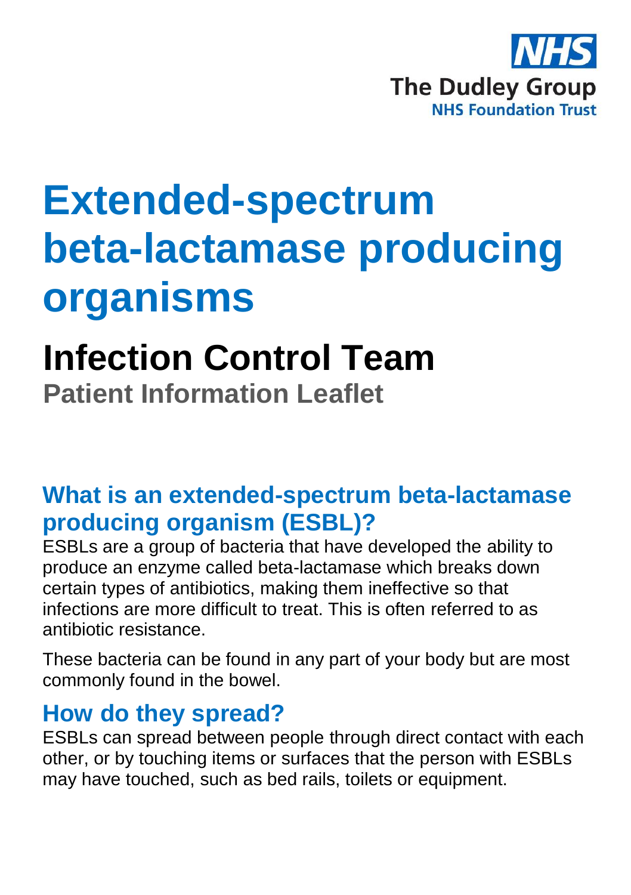NHS
The Dudley Group
NHS Foundation Trust

# Extended-spectrum beta-lactamase producing organisms

## Infection Control Team

**Patient Information Leaflet**

## What is an extended-spectrum beta-lactamase producing organism (ESBL)?

ESBLs are a group of bacteria that have developed the ability to produce an enzyme called beta-lactamase which breaks down certain types of antibiotics, making them ineffective so that infections are more difficult to treat. This is often referred to as antibiotic resistance.

These bacteria can be found in any part of your body but are most commonly found in the bowel.

## How do they spread?

ESBLs can spread between people through direct contact with each other, or by touching items or surfaces that the person with ESBLs may have touched, such as bed rails, toilets or equipment.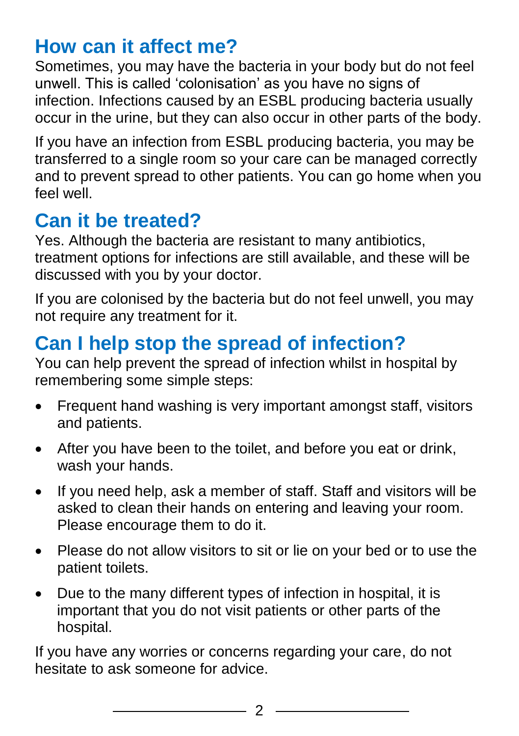## How can it affect me?

Sometimes, you may have the bacteria in your body but do not feel unwell. This is called 'colonisation' as you have no signs of infection. Infections caused by an ESBL producing bacteria usually occur in the urine, but they can also occur in other parts of the body.

If you have an infection from ESBL producing bacteria, you may be transferred to a single room so your care can be managed correctly and to prevent spread to other patients. You can go home when you feel well.

## Can it be treated?

Yes. Although the bacteria are resistant to many antibiotics, treatment options for infections are still available, and these will be discussed with you by your doctor.

If you are colonised by the bacteria but do not feel unwell, you may not require any treatment for it.

## Can I help stop the spread of infection?

You can help prevent the spread of infection whilst in hospital by remembering some simple steps:

- Frequent hand washing is very important amongst staff, visitors and patients.
- After you have been to the toilet, and before you eat or drink, wash your hands.
- If you need help, ask a member of staff. Staff and visitors will be asked to clean their hands on entering and leaving your room. Please encourage them to do it.
- Please do not allow visitors to sit or lie on your bed or to use the patient toilets.
- Due to the many different types of infection in hospital, it is important that you do not visit patients or other parts of the hospital.

If you have any worries or concerns regarding your care, do not hesitate to ask someone for advice.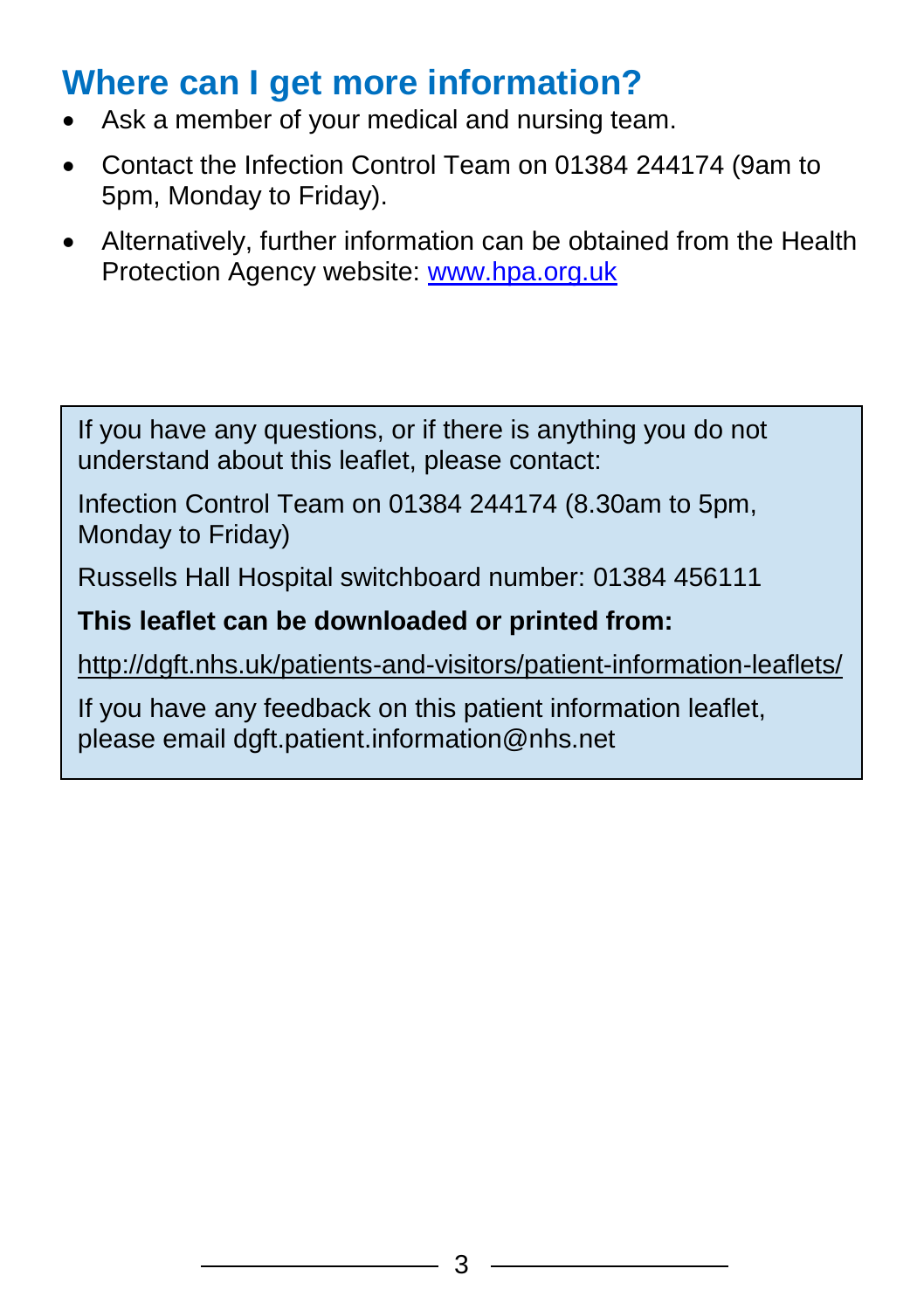## Where can I get more information?

- Ask a member of your medical and nursing team.
- Contact the Infection Control Team on 01384 244174 (9am to 5pm, Monday to Friday).
- Alternatively, further information can be obtained from the Health Protection Agency website: www.hpa.org.uk

If you have any questions, or if there is anything you do not understand about this leaflet, please contact:

Infection Control Team on 01384 244174 (8.30am to 5pm, Monday to Friday)

Russells Hall Hospital switchboard number: 01384 456111

**This leaflet can be downloaded or printed from:**

http://dgft.nhs.uk/patients-and-visitors/patient-information-leaflets/

If you have any feedback on this patient information leaflet, please email dgft.patient.information@nhs.net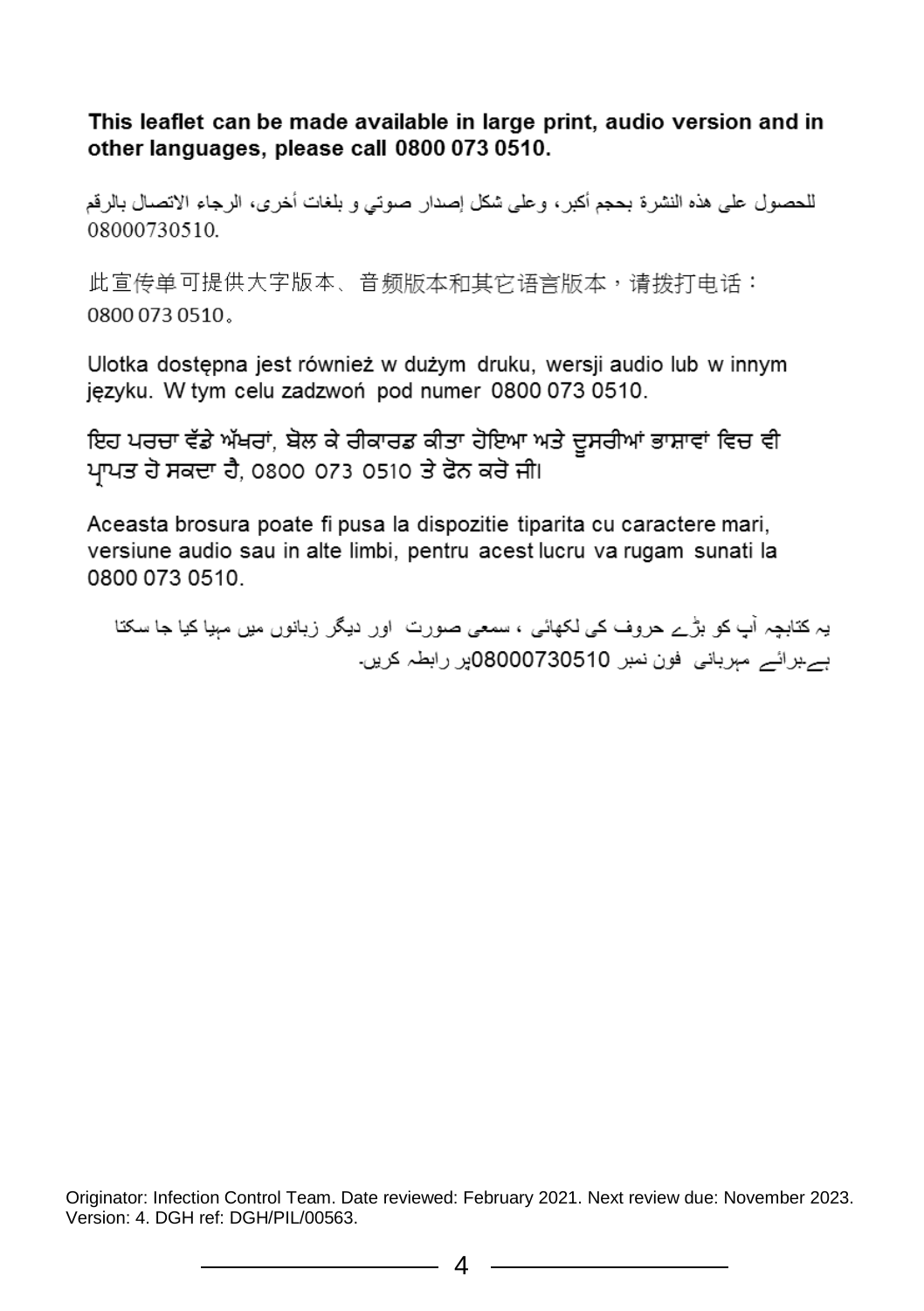**This leaflet can be made available in large print, audio version and in other languages, please call 0800 073 0510.**

للحصول على هذه النشرة بحجم أكبر، وعلى شكل إصدار صوتي و بلغات أخرى، الرجاء الاتصال بالرقم 08000730510.

此宣传单可提供大字版本、音频版本和其它语言版本，请拨打电话：0800 073 0510。

Ulotka dostępna jest również w dużym druku, wersji audio lub w innym języku. W tym celu zadzwoń pod numer 0800 073 0510.

ਇਹ ਪਰਚਾ ਵੱਡੇ ਅੱਖਰਾਂ, ਬੋਲ ਕੇ ਰੀਕਾਰਡ ਕੀਤਾ ਹੋਇਆ ਅਤੇ ਦੂਸਰੀਆਂ ਭਾਸ਼ਾਵਾਂ ਵਿਚ ਵੀ ਪ੍ਰਾਪਤ ਹੋ ਸਕਦਾ ਹੈ, 0800 073 0510 ਤੇ ਫੋਨ ਕਰੋ ਜੀ।

Aceasta brosura poate fi pusa la dispozitie tiparita cu caractere mari, versiune audio sau in alte limbi, pentru acest lucru va rugam sunati la 0800 073 0510.

یہ کتابچہ آپ کو بڑے حروف کی لکھائی ، سمعی صورت اور دیگر زبانوں میں مہیا کیا جا سکتا ہے۔برائے مہربانی فون نمبر 08000730510پر رابطہ کریں۔

Originator: Infection Control Team. Date reviewed: February 2021. Next review due: November 2023. Version: 4. DGH ref: DGH/PIL/00563.